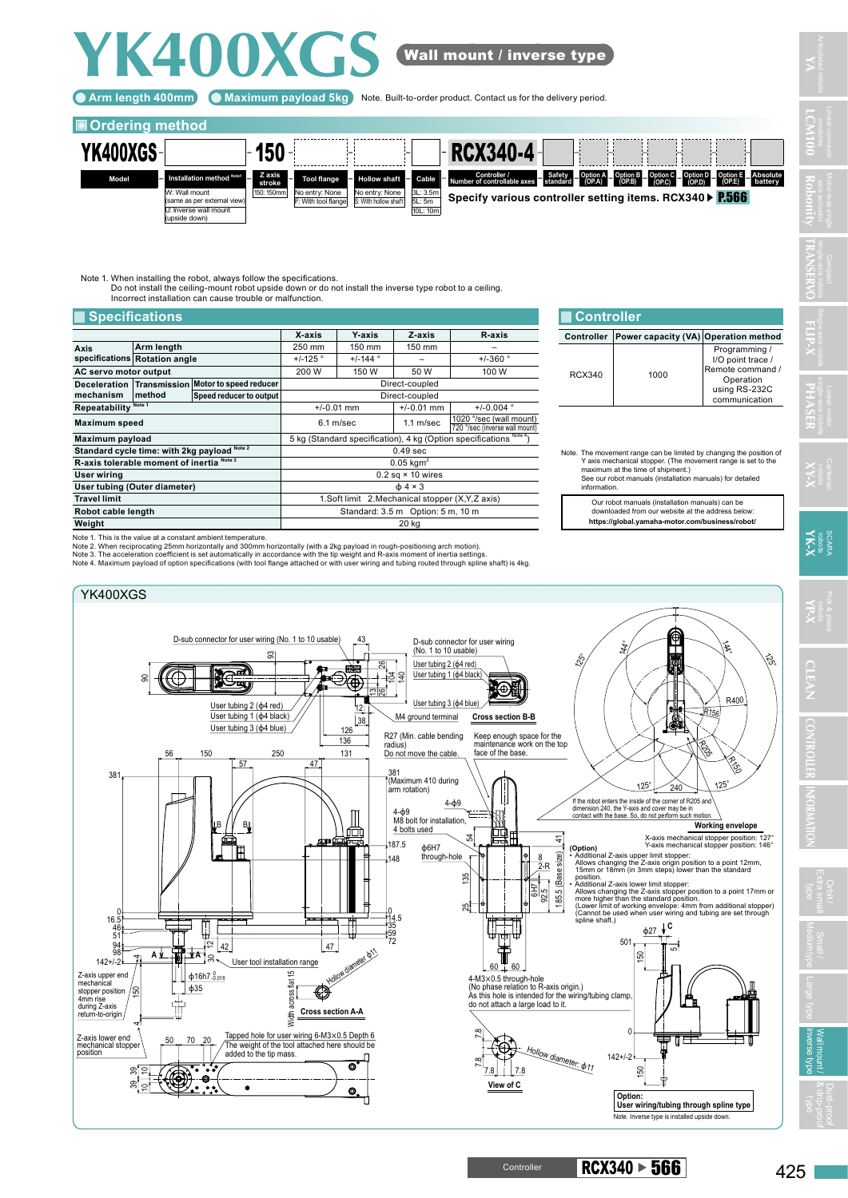# YK400XGS

**Wall mount / inverse type**

- Arm length 400mm
- Maximum payload 5kg

Note. Built-to-order product. Contact us for the delivery period.

## Ordering method

| YK400XGS | - | | - | 150 | - | | - | | - | | - | RCX340-4 | - | | | | | | | |
|---|---|---|---|---|---|---|---|---|---|---|---|---|---|---|---|---|---|---|---|---|
| Model | | Installation method [Note1] | | Z axis stroke | | Tool flange | | Hollow shaft | | Cable | | Controller / Number of controllable axes | | Safety standard | Option A (OP.A) | Option B (OP.B) | Option C (OP.C) | Option D (OP.D) | Option E (OP.E) | Absolute battery |
| | | W: Wall mount (same as per external view) U: Inverse wall mount (upside down) | | 150: 150mm | | No entry: None F: With tool flange | | No entry: None S: With hollow shaft | | 3L: 3.5m 5L: 5m 10L: 10m | | | | | | | | | | |

Specify various controller setting items. RCX340 ▶ P.566

Note 1. When installing the robot, always follow the specifications.
Do not install the ceiling-mount robot upside down or do not install the inverse type robot to a ceiling.
Incorrect installation can cause trouble or malfunction.

## Specifications

| | | | X-axis | Y-axis | Z-axis | R-axis |
|---|---|---|---|---|---|---|
| Axis specifications | Arm length | | 250 mm | 150 mm | 150 mm | – |
| | Rotation angle | | +/-125 ° | +/-144 ° | – | +/-360 ° |
| AC servo motor output | | | 200 W | 150 W | 50 W | 100 W |
| Deceleration mechanism | Transmission method | Motor to speed reducer | Direct-coupled | | | |
| | | Speed reducer to output | Direct-coupled | | | |
| Repeatability [Note 1] | | | +/-0.01 mm | | +/-0.01 mm | +/-0.004 ° |
| Maximum speed | | | 6.1 m/sec | | 1.1 m/sec | 1020 °/sec (wall mount) 720 °/sec (inverse wall mount) |
| Maximum payload | | | 5 kg (Standard specification), 4 kg (Option specifications [Note 4]) | | | |
| Standard cycle time: with 2kg payload [Note 2] | | | 0.49 sec | | | |
| R-axis tolerable moment of inertia [Note 3] | | | 0.05 kgm$^2$ | | | |
| User wiring | | | 0.2 sq × 10 wires | | | |
| User tubing (Outer diameter) | | | ϕ 4 × 3 | | | |
| Travel limit | | | 1.Soft limit 2.Mechanical stopper (X,Y,Z axis) | | | |
| Robot cable length | | | Standard: 3.5 m Option: 5 m, 10 m | | | |
| Weight | | | 20 kg | | | |

Note 1. This is the value at a constant ambient temperature.
Note 2. When reciprocating 25mm horizontally and 300mm horizontally (with a 2kg payload in rough-positioning arch motion).
Note 3. The acceleration coefficient is set automatically in accordance with the tip weight and R-axis moment of inertia settings.
Note 4. Maximum payload of option specifications (with tool flange attached or with user wiring and tubing routed through spline shaft) is 4kg.

## Controller

| Controller | Power capacity (VA) | Operation method |
|---|---|---|
| RCX340 | 1000 | Programming / I/O point trace / Remote command / Operation using RS-232C communication |

Note. The movement range can be limited by changing the position of Y axis mechanical stopper. (The movement range is set to the maximum at the time of shipment.)
See our robot manuals (installation manuals) for detailed information.

Our robot manuals (installation manuals) can be downloaded from our website at the address below:
**https://global.yamaha-motor.com/business/robot/**

## YK400XGS

D-sub connector for user wiring (No. 1 to 10 usable)
User tubing 2 (ϕ4 red)
User tubing 1 (ϕ4 black)
User tubing 3 (ϕ4 blue)
M4 ground terminal
Cross section B-B
R27 (Min. cable bending radius)
Do not move the cable.
Keep enough space for the maintenance work on the top face of the base.
381 (Maximum 410 during arm rotation)
4-ϕ9
M8 bolt for installation, 4 bolts used
ϕ6H7 through-hole
User tool installation range
Hollow diameter ϕ11
Width across flat 15
Cross section A-A
Z-axis upper end mechanical stopper position 4mm rise during Z-axis return-to-origin
Z-axis lower end mechanical stopper position
Tapped hole for user wiring 6-M3×0.5 Depth 6
The weight of the tool attached here should be added to the tip mass.
4-M3×0.5 through-hole
(No phase relation to R-axis origin.)
As this hole is intended for the wiring/tubing clamp, do not attach a large load to it.
View of C
Hollow diameter: ϕ11
If the robot enters the inside of the corner of R205 and dimension 240, the Y-axis and cover may be in contact with the base. So, do not perform such motion.
**Working envelope**
X-axis mechanical stopper position: 127°
Y-axis mechanical stopper position: 146°

(Option)
- Additional Z-axis upper limit stopper:
  Allows changing the Z-axis origin position to a point 12mm, 15mm or 18mm (in 3mm steps) lower than the standard position.
- Additional Z-axis lower limit stopper:
  Allows changing the Z-axis stopper position to a point 17mm or more higher than the standard position.
  (Lower limit of working envelope: 4mm from additional stopper)
  (Cannot be used when user wiring and tubing are set through spline shaft.)

**Option: User wiring/tubing through spline type**
Note. Inverse type is installed upside down.

Controller RCX340 ▶ 566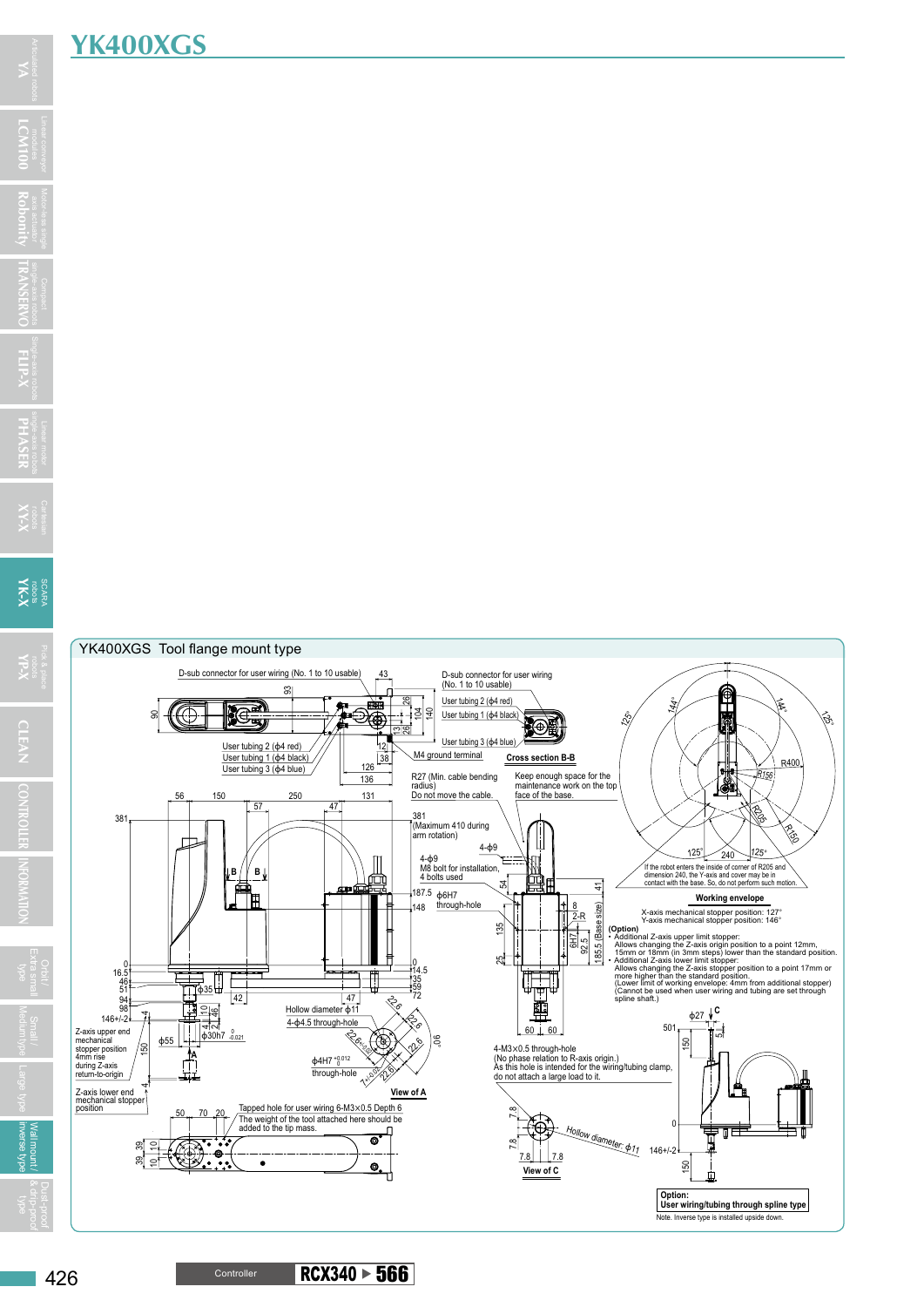# YK400XGS

## YK400XGS Tool flange mount type

D-sub connector for user wiring (No. 1 to 10 usable)

D-sub connector for user wiring (No. 1 to 10 usable)

User tubing 2 (φ4 red)
User tubing 1 (φ4 black)
User tubing 3 (φ4 blue)

M4 ground terminal

Cross section B-B

R27 (Min. cable bending radius)
Do not move the cable.

Keep enough space for the maintenance work on the top face of the base.

381 (Maximum 410 during arm rotation)

4-φ9
M8 bolt for installation, 4 bolts used

φ6H7 through-hole

Hollow diameter φ11
4-φ4.5 through-hole

φ4H7 $^{+0.012}_{0}$ through-hole

View of A

Z-axis upper end mechanical stopper position 4mm rise during Z-axis return-to-origin

Z-axis lower end mechanical stopper position

Tapped hole for user wiring 6-M3×0.5 Depth 6
The weight of the tool attached here should be added to the tip mass.

4-M3×0.5 through-hole
(No phase relation to R-axis origin.)
As this hole is intended for the wiring/tubing clamp, do not attach a large load to it.

Hollow diameter: φ11

View of C

If the robot enters the inside of corner of R205 and dimension 240, the Y-axis and cover may be in contact with the base. So, do not perform such motion.

Working envelope

X-axis mechanical stopper position: 127°
Y-axis mechanical stopper position: 146°

(Option)
- Additional Z-axis upper limit stopper:
  Allows changing the Z-axis origin position to a point 12mm, 15mm or 18mm (in 3mm steps) lower than the standard position.
- Additional Z-axis lower limit stopper:
  Allows changing the Z-axis stopper position to a point 17mm or more higher than the standard position.
  (Lower limit of working envelope: 4mm from additional stopper)
  (Cannot be used when user wiring and tubing are set through spline shaft.)

Option:
User wiring/tubing through spline type

Note. Inverse type is installed upside down.

Controller RCX340 ▶ 566